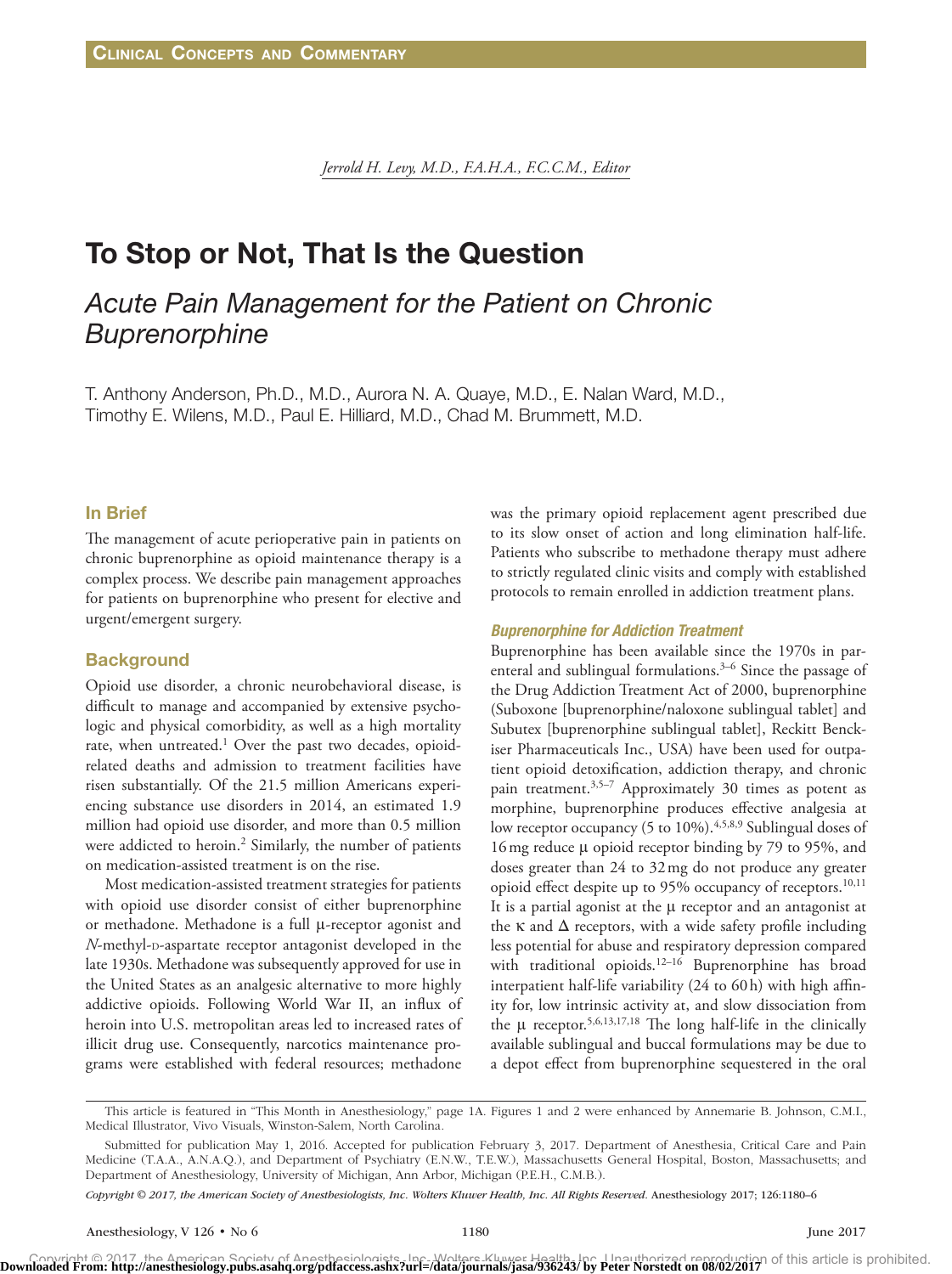# To Stop or Not, That Is the Question

## *Acute Pain Management for the Patient on Chronic Buprenorphine*

T. Anthony Anderson, Ph.D., M.D., Aurora N. A. Quaye, M.D., E. Nalan Ward, M.D., Timothy E. Wilens, M.D., Paul E. Hilliard, M.D., Chad M. Brummett, M.D.

*Jerrold H. Levy, M.D., F.A.H.A., F.C.C.M., Editor*

### In Brief

The management of acute perioperative pain in patients on chronic buprenorphine as opioid maintenance therapy is a complex process. We describe pain management approaches for patients on buprenorphine who present for elective and urgent/emergent surgery.

### Background

Opioid use disorder, a chronic neurobehavioral disease, is difficult to manage and accompanied by extensive psychologic and physical comorbidity, as well as a high mortality rate, when untreated.[1] Over the past two decades, opioid-related deaths and admission to treatment facilities have risen substantially. Of the 21.5 million Americans experiencing substance use disorders in 2014, an estimated 1.9 million had opioid use disorder, and more than 0.5 million were addicted to heroin.[2] Similarly, the number of patients on medication-assisted treatment is on the rise.

Most medication-assisted treatment strategies for patients with opioid use disorder consist of either buprenorphine or methadone. Methadone is a full μ-receptor agonist and *N*-methyl-D-aspartate receptor antagonist developed in the late 1930s. Methadone was subsequently approved for use in the United States as an analgesic alternative to more highly addictive opioids. Following World War II, an influx of heroin into U.S. metropolitan areas led to increased rates of illicit drug use. Consequently, narcotics maintenance programs were established with federal resources; methadone was the primary opioid replacement agent prescribed due to its slow onset of action and long elimination half-life. Patients who subscribe to methadone therapy must adhere to strictly regulated clinic visits and comply with established protocols to remain enrolled in addiction treatment plans.

#### *Buprenorphine for Addiction Treatment*

Buprenorphine has been available since the 1970s in parenteral and sublingual formulations.[3–6] Since the passage of the Drug Addiction Treatment Act of 2000, buprenorphine (Suboxone [buprenorphine/naloxone sublingual tablet] and Subutex [buprenorphine sublingual tablet], Reckitt Benckiser Pharmaceuticals Inc., USA) have been used for outpatient opioid detoxification, addiction therapy, and chronic pain treatment.[3,5–7] Approximately 30 times as potent as morphine, buprenorphine produces effective analgesia at low receptor occupancy (5 to 10%).[4,5,8,9] Sublingual doses of 16 mg reduce μ opioid receptor binding by 79 to 95%, and doses greater than 24 to 32 mg do not produce any greater opioid effect despite up to 95% occupancy of receptors.[10,11] It is a partial agonist at the μ receptor and an antagonist at the κ and Δ receptors, with a wide safety profile including less potential for abuse and respiratory depression compared with traditional opioids.[12–16] Buprenorphine has broad interpatient half-life variability (24 to 60 h) with high affinity for, low intrinsic activity at, and slow dissociation from the μ receptor.[5,6,13,17,18] The long half-life in the clinically available sublingual and buccal formulations may be due to a depot effect from buprenorphine sequestered in the oral

---

This article is featured in "This Month in Anesthesiology," page 1A. Figures 1 and 2 were enhanced by Annemarie B. Johnson, C.M.I., Medical Illustrator, Vivo Visuals, Winston-Salem, North Carolina.

Submitted for publication May 1, 2016. Accepted for publication February 3, 2017. Department of Anesthesia, Critical Care and Pain Medicine (T.A.A., A.N.A.Q.), and Department of Psychiatry (E.N.W., T.E.W.), Massachusetts General Hospital, Boston, Massachusetts; and Department of Anesthesiology, University of Michigan, Ann Arbor, Michigan (P.E.H., C.M.B.).

*Copyright © 2017, the American Society of Anesthesiologists, Inc. Wolters Kluwer Health, Inc. All Rights Reserved.* Anesthesiology 2017; 126:1180–6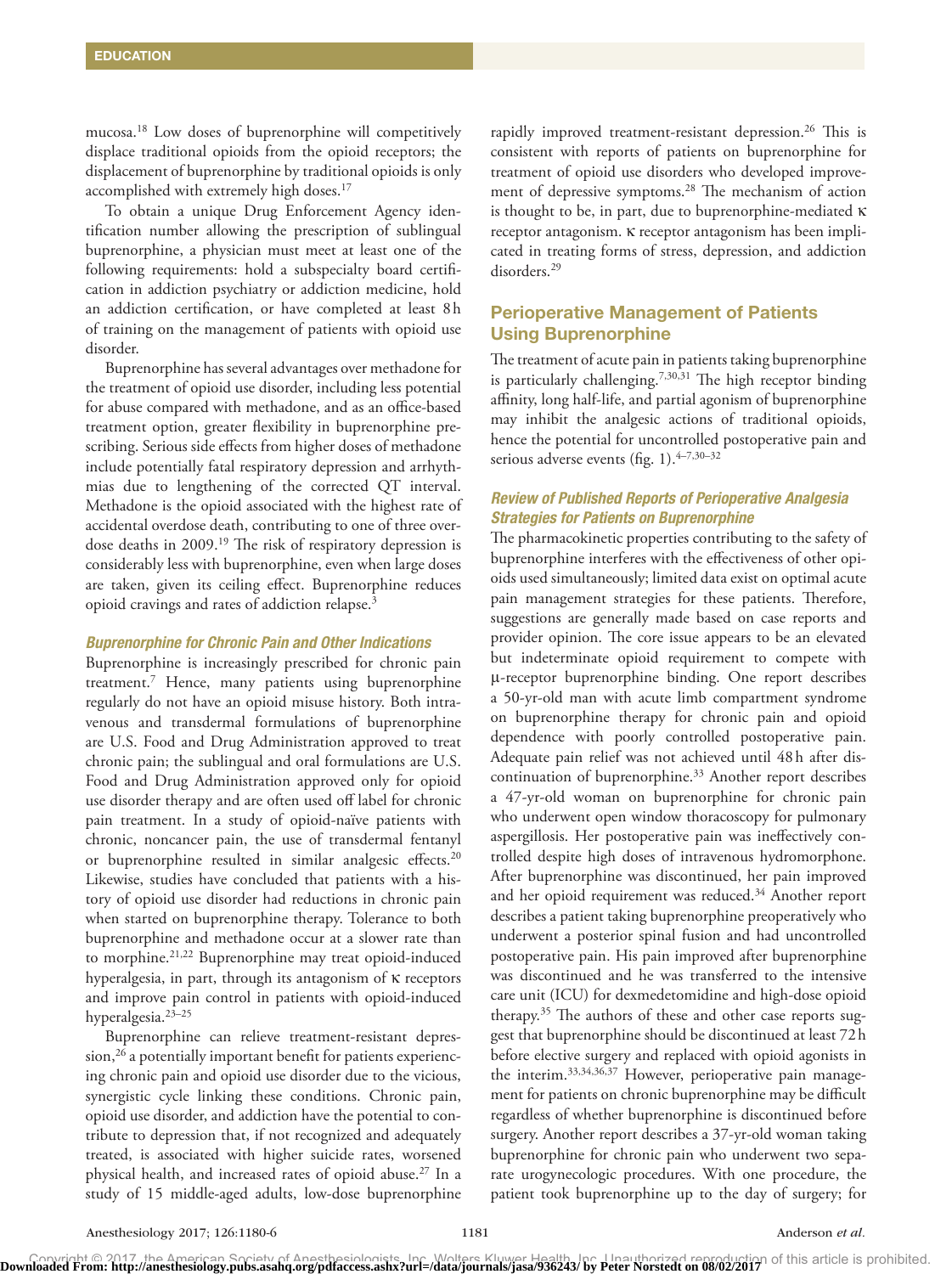mucosa.[18] Low doses of buprenorphine will competitively displace traditional opioids from the opioid receptors; the displacement of buprenorphine by traditional opioids is only accomplished with extremely high doses.[17]

To obtain a unique Drug Enforcement Agency identification number allowing the prescription of sublingual buprenorphine, a physician must meet at least one of the following requirements: hold a subspecialty board certification in addiction psychiatry or addiction medicine, hold an addiction certification, or have completed at least 8 h of training on the management of patients with opioid use disorder.

Buprenorphine has several advantages over methadone for the treatment of opioid use disorder, including less potential for abuse compared with methadone, and as an office-based treatment option, greater flexibility in buprenorphine prescribing. Serious side effects from higher doses of methadone include potentially fatal respiratory depression and arrhythmias due to lengthening of the corrected QT interval. Methadone is the opioid associated with the highest rate of accidental overdose death, contributing to one of three overdose deaths in 2009.[19] The risk of respiratory depression is considerably less with buprenorphine, even when large doses are taken, given its ceiling effect. Buprenorphine reduces opioid cravings and rates of addiction relapse.[3]

### *Buprenorphine for Chronic Pain and Other Indications*

Buprenorphine is increasingly prescribed for chronic pain treatment.[7] Hence, many patients using buprenorphine regularly do not have an opioid misuse history. Both intravenous and transdermal formulations of buprenorphine are U.S. Food and Drug Administration approved to treat chronic pain; the sublingual and oral formulations are U.S. Food and Drug Administration approved only for opioid use disorder therapy and are often used off label for chronic pain treatment. In a study of opioid-naïve patients with chronic, noncancer pain, the use of transdermal fentanyl or buprenorphine resulted in similar analgesic effects.[20] Likewise, studies have concluded that patients with a history of opioid use disorder had reductions in chronic pain when started on buprenorphine therapy. Tolerance to both buprenorphine and methadone occur at a slower rate than to morphine.[21,22] Buprenorphine may treat opioid-induced hyperalgesia, in part, through its antagonism of κ receptors and improve pain control in patients with opioid-induced hyperalgesia.[23–25]

Buprenorphine can relieve treatment-resistant depression,[26] a potentially important benefit for patients experiencing chronic pain and opioid use disorder due to the vicious, synergistic cycle linking these conditions. Chronic pain, opioid use disorder, and addiction have the potential to contribute to depression that, if not recognized and adequately treated, is associated with higher suicide rates, worsened physical health, and increased rates of opioid abuse.[27] In a study of 15 middle-aged adults, low-dose buprenorphine rapidly improved treatment-resistant depression.[26] This is consistent with reports of patients on buprenorphine for treatment of opioid use disorders who developed improvement of depressive symptoms.[28] The mechanism of action is thought to be, in part, due to buprenorphine-mediated κ receptor antagonism. κ receptor antagonism has been implicated in treating forms of stress, depression, and addiction disorders.[29]

## Perioperative Management of Patients Using Buprenorphine

The treatment of acute pain in patients taking buprenorphine is particularly challenging.[7,30,31] The high receptor binding affinity, long half-life, and partial agonism of buprenorphine may inhibit the analgesic actions of traditional opioids, hence the potential for uncontrolled postoperative pain and serious adverse events (fig. 1).[4–7,30–32]

### *Review of Published Reports of Perioperative Analgesia Strategies for Patients on Buprenorphine*

The pharmacokinetic properties contributing to the safety of buprenorphine interferes with the effectiveness of other opioids used simultaneously; limited data exist on optimal acute pain management strategies for these patients. Therefore, suggestions are generally made based on case reports and provider opinion. The core issue appears to be an elevated but indeterminate opioid requirement to compete with μ-receptor buprenorphine binding. One report describes a 50-yr-old man with acute limb compartment syndrome on buprenorphine therapy for chronic pain and opioid dependence with poorly controlled postoperative pain. Adequate pain relief was not achieved until 48 h after discontinuation of buprenorphine.[33] Another report describes a 47-yr-old woman on buprenorphine for chronic pain who underwent open window thoracoscopy for pulmonary aspergillosis. Her postoperative pain was ineffectively controlled despite high doses of intravenous hydromorphone. After buprenorphine was discontinued, her pain improved and her opioid requirement was reduced.[34] Another report describes a patient taking buprenorphine preoperatively who underwent a posterior spinal fusion and had uncontrolled postoperative pain. His pain improved after buprenorphine was discontinued and he was transferred to the intensive care unit (ICU) for dexmedetomidine and high-dose opioid therapy.[35] The authors of these and other case reports suggest that buprenorphine should be discontinued at least 72 h before elective surgery and replaced with opioid agonists in the interim.[33,34,36,37] However, perioperative pain management for patients on chronic buprenorphine may be difficult regardless of whether buprenorphine is discontinued before surgery. Another report describes a 37-yr-old woman taking buprenorphine for chronic pain who underwent two separate urogynecologic procedures. With one procedure, the patient took buprenorphine up to the day of surgery; for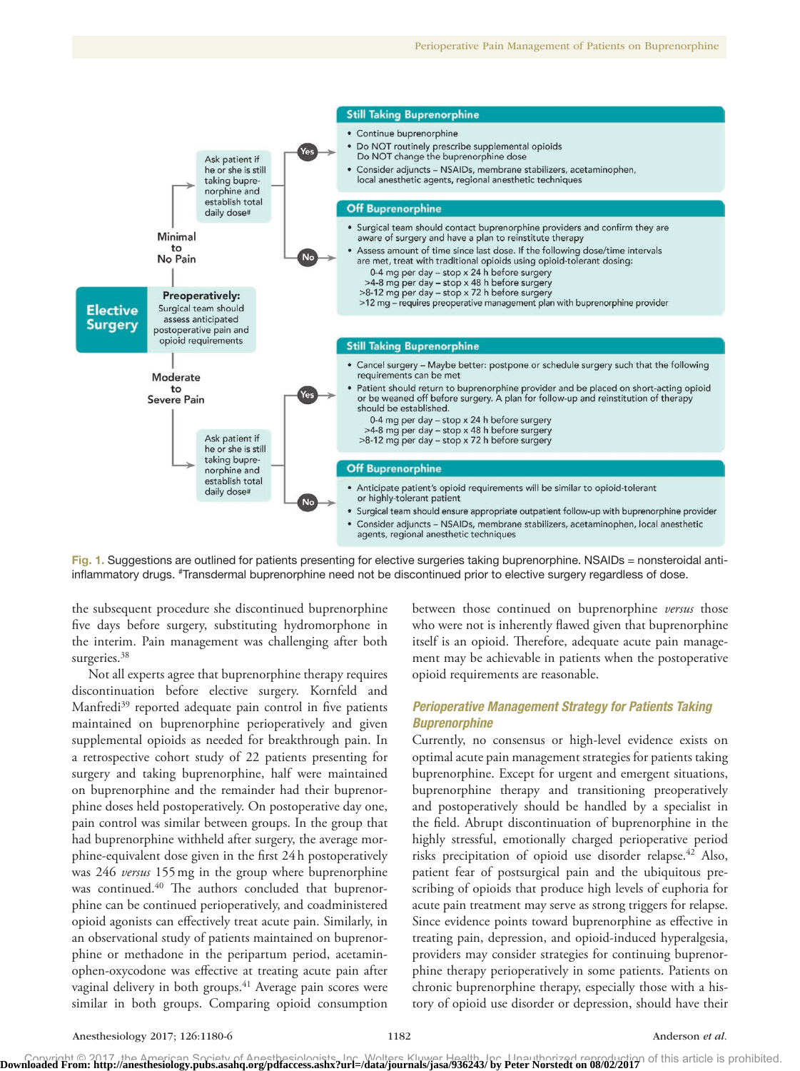**Elective Surgery**

**Preoperatively:** Surgical team should assess anticipated postoperative pain and opioid requirements

**Minimal to No Pain** → Ask patient if he or she is still taking buprenorphine and establish total daily dose#

- **Yes → Still Taking Buprenorphine**
  - Continue buprenorphine
  - Do NOT routinely prescribe supplemental opioids
    Do NOT change the buprenorphine dose
  - Consider adjuncts – NSAIDs, membrane stabilizers, acetaminophen, local anesthetic agents, regional anesthetic techniques
- **No → Off Buprenorphine**
  - Surgical team should contact buprenorphine providers and confirm they are aware of surgery and have a plan to reinstitute therapy
  - Assess amount of time since last dose. If the following dose/time intervals are met, treat with traditional opioids using opioid-tolerant dosing:
    - 0-4 mg per day – stop x 24 h before surgery
    - >4-8 mg per day – stop x 48 h before surgery
    - >8-12 mg per day – stop x 72 h before surgery
    - >12 mg – requires preoperative management plan with buprenorphine provider

**Moderate to Severe Pain** → Ask patient if he or she is still taking buprenorphine and establish total daily dose#

- **Yes → Still Taking Buprenorphine**
  - Cancel surgery – Maybe better: postpone or schedule surgery such that the following requirements can be met
  - Patient should return to buprenorphine provider and be placed on short-acting opioid or be weaned off before surgery. A plan for follow-up and reinstitution of therapy should be established.
    - 0-4 mg per day – stop x 24 h before surgery
    - >4-8 mg per day – stop x 48 h before surgery
    - >8-12 mg per day – stop x 72 h before surgery
- **No → Off Buprenorphine**
  - Anticipate patient's opioid requirements will be similar to opioid-tolerant or highly-tolerant patient
  - Surgical team should ensure appropriate outpatient follow-up with buprenorphine provider
  - Consider adjuncts – NSAIDs, membrane stabilizers, acetaminophen, local anesthetic agents, regional anesthetic techniques

**Fig. 1.** Suggestions are outlined for patients presenting for elective surgeries taking buprenorphine. NSAIDs = nonsteroidal anti-inflammatory drugs. #Transdermal buprenorphine need not be discontinued prior to elective surgery regardless of dose.

the subsequent procedure she discontinued buprenorphine five days before surgery, substituting hydromorphone in the interim. Pain management was challenging after both surgeries.[38]

Not all experts agree that buprenorphine therapy requires discontinuation before elective surgery. Kornfeld and Manfredi[39] reported adequate pain control in five patients maintained on buprenorphine perioperatively and given supplemental opioids as needed for breakthrough pain. In a retrospective cohort study of 22 patients presenting for surgery and taking buprenorphine, half were maintained on buprenorphine and the remainder had their buprenorphine doses held postoperatively. On postoperative day one, pain control was similar between groups. In the group that had buprenorphine withheld after surgery, the average morphine-equivalent dose given in the first 24 h postoperatively was 246 *versus* 155 mg in the group where buprenorphine was continued.[40] The authors concluded that buprenorphine can be continued perioperatively, and coadministered opioid agonists can effectively treat acute pain. Similarly, in an observational study of patients maintained on buprenorphine or methadone in the peripartum period, acetaminophen-oxycodone was effective at treating acute pain after vaginal delivery in both groups.[41] Average pain scores were similar in both groups. Comparing opioid consumption between those continued on buprenorphine *versus* those who were not is inherently flawed given that buprenorphine itself is an opioid. Therefore, adequate acute pain management may be achievable in patients when the postoperative opioid requirements are reasonable.

## *Perioperative Management Strategy for Patients Taking Buprenorphine*

Currently, no consensus or high-level evidence exists on optimal acute pain management strategies for patients taking buprenorphine. Except for urgent and emergent situations, buprenorphine therapy and transitioning preoperatively and postoperatively should be handled by a specialist in the field. Abrupt discontinuation of buprenorphine in the highly stressful, emotionally charged perioperative period risks precipitation of opioid use disorder relapse.[42] Also, patient fear of postsurgical pain and the ubiquitous prescribing of opioids that produce high levels of euphoria for acute pain treatment may serve as strong triggers for relapse. Since evidence points toward buprenorphine as effective in treating pain, depression, and opioid-induced hyperalgesia, providers may consider strategies for continuing buprenorphine therapy perioperatively in some patients. Patients on chronic buprenorphine therapy, especially those with a history of opioid use disorder or depression, should have their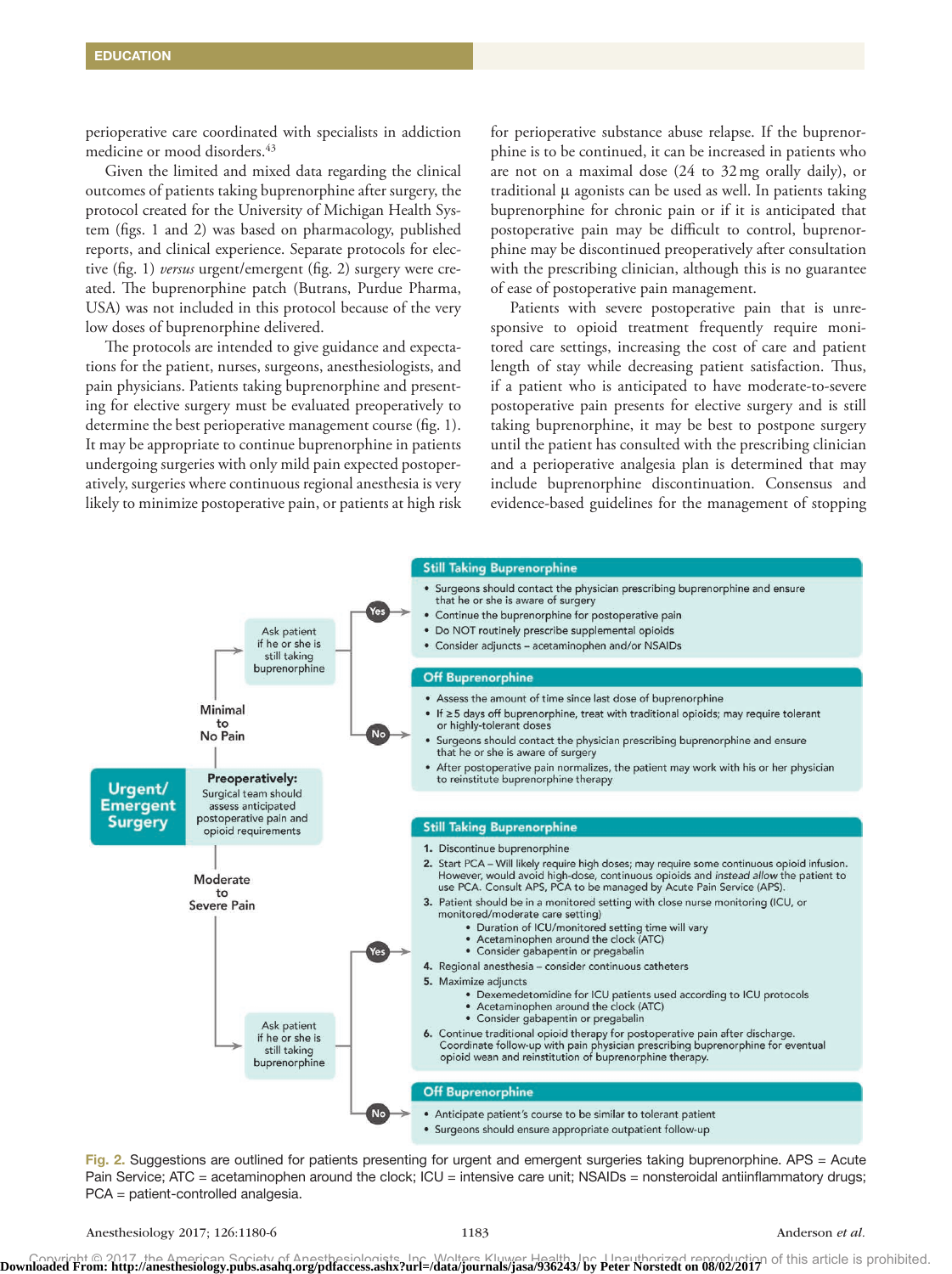perioperative care coordinated with specialists in addiction medicine or mood disorders.[43]

Given the limited and mixed data regarding the clinical outcomes of patients taking buprenorphine after surgery, the protocol created for the University of Michigan Health System (figs. 1 and 2) was based on pharmacology, published reports, and clinical experience. Separate protocols for elective (fig. 1) *versus* urgent/emergent (fig. 2) surgery were created. The buprenorphine patch (Butrans, Purdue Pharma, USA) was not included in this protocol because of the very low doses of buprenorphine delivered.

The protocols are intended to give guidance and expectations for the patient, nurses, surgeons, anesthesiologists, and pain physicians. Patients taking buprenorphine and presenting for elective surgery must be evaluated preoperatively to determine the best perioperative management course (fig. 1). It may be appropriate to continue buprenorphine in patients undergoing surgeries with only mild pain expected postoperatively, surgeries where continuous regional anesthesia is very likely to minimize postoperative pain, or patients at high risk for perioperative substance abuse relapse. If the buprenorphine is to be continued, it can be increased in patients who are not on a maximal dose (24 to 32 mg orally daily), or traditional μ agonists can be used as well. In patients taking buprenorphine for chronic pain or if it is anticipated that postoperative pain may be difficult to control, buprenorphine may be discontinued preoperatively after consultation with the prescribing clinician, although this is no guarantee of ease of postoperative pain management.

Patients with severe postoperative pain that is unresponsive to opioid treatment frequently require monitored care settings, increasing the cost of care and patient length of stay while decreasing patient satisfaction. Thus, if a patient who is anticipated to have moderate-to-severe postoperative pain presents for elective surgery and is still taking buprenorphine, it may be best to postpone surgery until the patient has consulted with the prescribing clinician and a perioperative analgesia plan is determined that may include buprenorphine discontinuation. Consensus and evidence-based guidelines for the management of stopping

**Urgent/Emergent Surgery**

**Preoperatively:** Surgical team should assess anticipated postoperative pain and opioid requirements

**Minimal to No Pain** → Ask patient if he or she is still taking buprenorphine

- **Yes → Still Taking Buprenorphine**
  - Surgeons should contact the physician prescribing buprenorphine and ensure that he or she is aware of surgery
  - Continue the buprenorphine for postoperative pain
  - Do NOT routinely prescribe supplemental opioids
  - Consider adjuncts – acetaminophen and/or NSAIDs
- **No → Off Buprenorphine**
  - Assess the amount of time since last dose of buprenorphine
  - If ≥5 days off buprenorphine, treat with traditional opioids; may require tolerant or highly-tolerant doses
  - Surgeons should contact the physician prescribing buprenorphine and ensure that he or she is aware of surgery
  - After postoperative pain normalizes, the patient may work with his or her physician to reinstitute buprenorphine therapy

**Moderate to Severe Pain** → Ask patient if he or she is still taking buprenorphine

- **Yes → Still Taking Buprenorphine**
  1. Discontinue buprenorphine
  2. Start PCA – Will likely require high doses; may require some continuous opioid infusion. However, would avoid high-dose, continuous opioids and *instead allow* the patient to use PCA. Consult APS, PCA to be managed by Acute Pain Service (APS).
  3. Patient should be in a monitored setting with close nurse monitoring (ICU, or monitored/moderate care setting)
     - Duration of ICU/monitored setting time will vary
     - Acetaminophen around the clock (ATC)
     - Consider gabapentin or pregabalin
  4. Regional anesthesia – consider continuous catheters
  5. Maximize adjuncts
     - Dexemedetomidine for ICU patients used according to ICU protocols
     - Acetaminophen around the clock (ATC)
     - Consider gabapentin or pregabalin
  6. Continue traditional opioid therapy for postoperative pain after discharge. Coordinate follow-up with pain physician prescribing buprenorphine for eventual opioid wean and reinstitution of buprenorphine therapy.
- **No → Off Buprenorphine**
  - Anticipate patient's course to be similar to tolerant patient
  - Surgeons should ensure appropriate outpatient follow-up

Fig. 2. Suggestions are outlined for patients presenting for urgent and emergent surgeries taking buprenorphine. APS = Acute Pain Service; ATC = acetaminophen around the clock; ICU = intensive care unit; NSAIDs = nonsteroidal antiinflammatory drugs; PCA = patient-controlled analgesia.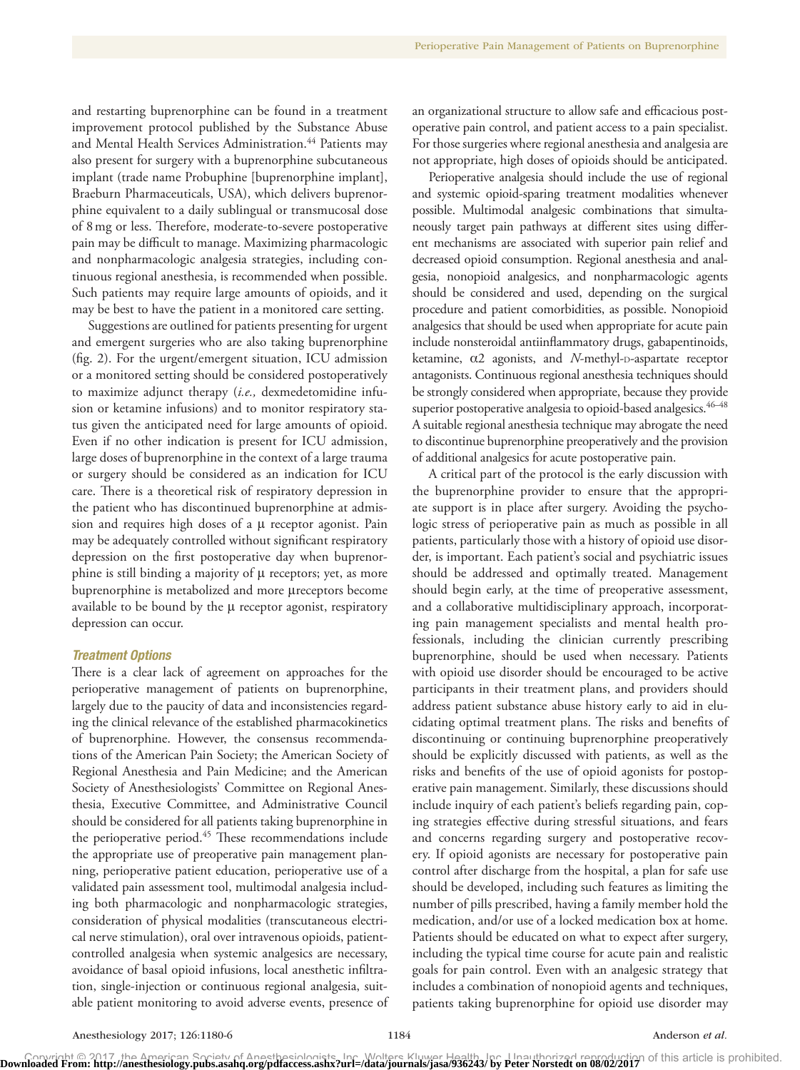and restarting buprenorphine can be found in a treatment improvement protocol published by the Substance Abuse and Mental Health Services Administration.[44] Patients may also present for surgery with a buprenorphine subcutaneous implant (trade name Probuphine [buprenorphine implant], Braeburn Pharmaceuticals, USA), which delivers buprenorphine equivalent to a daily sublingual or transmucosal dose of 8 mg or less. Therefore, moderate-to-severe postoperative pain may be difficult to manage. Maximizing pharmacologic and nonpharmacologic analgesia strategies, including continuous regional anesthesia, is recommended when possible. Such patients may require large amounts of opioids, and it may be best to have the patient in a monitored care setting.

Suggestions are outlined for patients presenting for urgent and emergent surgeries who are also taking buprenorphine (fig. 2). For the urgent/emergent situation, ICU admission or a monitored setting should be considered postoperatively to maximize adjunct therapy (*i.e.,* dexmedetomidine infusion or ketamine infusions) and to monitor respiratory status given the anticipated need for large amounts of opioid. Even if no other indication is present for ICU admission, large doses of buprenorphine in the context of a large trauma or surgery should be considered as an indication for ICU care. There is a theoretical risk of respiratory depression in the patient who has discontinued buprenorphine at admission and requires high doses of a μ receptor agonist. Pain may be adequately controlled without significant respiratory depression on the first postoperative day when buprenorphine is still binding a majority of μ receptors; yet, as more buprenorphine is metabolized and more μreceptors become available to be bound by the μ receptor agonist, respiratory depression can occur.

### Treatment Options

There is a clear lack of agreement on approaches for the perioperative management of patients on buprenorphine, largely due to the paucity of data and inconsistencies regarding the clinical relevance of the established pharmacokinetics of buprenorphine. However, the consensus recommendations of the American Pain Society; the American Society of Regional Anesthesia and Pain Medicine; and the American Society of Anesthesiologists' Committee on Regional Anesthesia, Executive Committee, and Administrative Council should be considered for all patients taking buprenorphine in the perioperative period.[45] These recommendations include the appropriate use of preoperative pain management planning, perioperative patient education, perioperative use of a validated pain assessment tool, multimodal analgesia including both pharmacologic and nonpharmacologic strategies, consideration of physical modalities (transcutaneous electrical nerve stimulation), oral over intravenous opioids, patient-controlled analgesia when systemic analgesics are necessary, avoidance of basal opioid infusions, local anesthetic infiltration, single-injection or continuous regional analgesia, suitable patient monitoring to avoid adverse events, presence of an organizational structure to allow safe and efficacious postoperative pain control, and patient access to a pain specialist. For those surgeries where regional anesthesia and analgesia are not appropriate, high doses of opioids should be anticipated.

Perioperative analgesia should include the use of regional and systemic opioid-sparing treatment modalities whenever possible. Multimodal analgesic combinations that simultaneously target pain pathways at different sites using different mechanisms are associated with superior pain relief and decreased opioid consumption. Regional anesthesia and analgesia, nonopioid analgesics, and nonpharmacologic agents should be considered and used, depending on the surgical procedure and patient comorbidities, as possible. Nonopioid analgesics that should be used when appropriate for acute pain include nonsteroidal antiinflammatory drugs, gabapentinoids, ketamine, α2 agonists, and *N*-methyl-D-aspartate receptor antagonists. Continuous regional anesthesia techniques should be strongly considered when appropriate, because they provide superior postoperative analgesia to opioid-based analgesics.[46–48] A suitable regional anesthesia technique may abrogate the need to discontinue buprenorphine preoperatively and the provision of additional analgesics for acute postoperative pain.

A critical part of the protocol is the early discussion with the buprenorphine provider to ensure that the appropriate support is in place after surgery. Avoiding the psychologic stress of perioperative pain as much as possible in all patients, particularly those with a history of opioid use disorder, is important. Each patient's social and psychiatric issues should be addressed and optimally treated. Management should begin early, at the time of preoperative assessment, and a collaborative multidisciplinary approach, incorporating pain management specialists and mental health professionals, including the clinician currently prescribing buprenorphine, should be used when necessary. Patients with opioid use disorder should be encouraged to be active participants in their treatment plans, and providers should address patient substance abuse history early to aid in elucidating optimal treatment plans. The risks and benefits of discontinuing or continuing buprenorphine preoperatively should be explicitly discussed with patients, as well as the risks and benefits of the use of opioid agonists for postoperative pain management. Similarly, these discussions should include inquiry of each patient's beliefs regarding pain, coping strategies effective during stressful situations, and fears and concerns regarding surgery and postoperative recovery. If opioid agonists are necessary for postoperative pain control after discharge from the hospital, a plan for safe use should be developed, including such features as limiting the number of pills prescribed, having a family member hold the medication, and/or use of a locked medication box at home. Patients should be educated on what to expect after surgery, including the typical time course for acute pain and realistic goals for pain control. Even with an analgesic strategy that includes a combination of nonopioid agents and techniques, patients taking buprenorphine for opioid use disorder may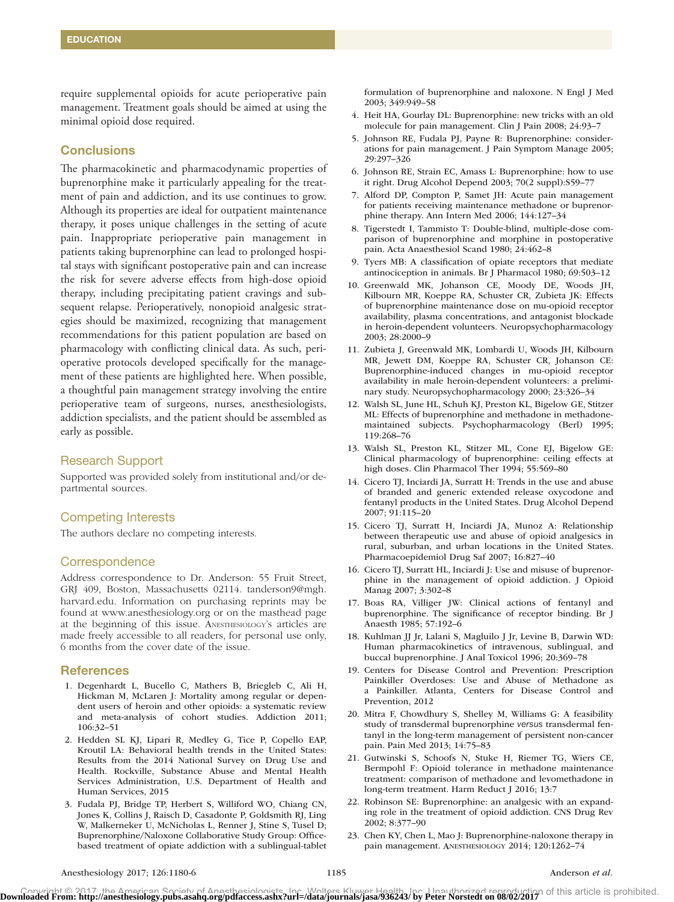require supplemental opioids for acute perioperative pain management. Treatment goals should be aimed at using the minimal opioid dose required.

## Conclusions

The pharmacokinetic and pharmacodynamic properties of buprenorphine make it particularly appealing for the treatment of pain and addiction, and its use continues to grow. Although its properties are ideal for outpatient maintenance therapy, it poses unique challenges in the setting of acute pain. Inappropriate perioperative pain management in patients taking buprenorphine can lead to prolonged hospital stays with significant postoperative pain and can increase the risk for severe adverse effects from high-dose opioid therapy, including precipitating patient cravings and subsequent relapse. Perioperatively, nonopioid analgesic strategies should be maximized, recognizing that management recommendations for this patient population are based on pharmacology with conflicting clinical data. As such, perioperative protocols developed specifically for the management of these patients are highlighted here. When possible, a thoughtful pain management strategy involving the entire perioperative team of surgeons, nurses, anesthesiologists, addiction specialists, and the patient should be assembled as early as possible.

### Research Support

Supported was provided solely from institutional and/or departmental sources.

### Competing Interests

The authors declare no competing interests.

### Correspondence

Address correspondence to Dr. Anderson: 55 Fruit Street, GRJ 409, Boston, Massachusetts 02114. tanderson9@mgh.harvard.edu. Information on purchasing reprints may be found at www.anesthesiology.org or on the masthead page at the beginning of this issue. Anesthesiology's articles are made freely accessible to all readers, for personal use only, 6 months from the cover date of the issue.

## References

1. Degenhardt L, Bucello C, Mathers B, Briegleb C, Ali H, Hickman M, McLaren J: Mortality among regular or dependent users of heroin and other opioids: a systematic review and meta-analysis of cohort studies. Addiction 2011; 106:32–51
2. Hedden SL KJ, Lipari R, Medley G, Tice P, Copello EAP, Kroutil LA: Behavioral health trends in the United States: Results from the 2014 National Survey on Drug Use and Health. Rockville, Substance Abuse and Mental Health Services Administration, U.S. Department of Health and Human Services, 2015
3. Fudala PJ, Bridge TP, Herbert S, Williford WO, Chiang CN, Jones K, Collins J, Raisch D, Casadonte P, Goldsmith RJ, Ling W, Malkerneker U, McNicholas L, Renner J, Stine S, Tusel D; Buprenorphine/Naloxone Collaborative Study Group: Office-based treatment of opiate addiction with a sublingual-tablet formulation of buprenorphine and naloxone. N Engl J Med 2003; 349:949–58
4. Heit HA, Gourlay DL: Buprenorphine: new tricks with an old molecule for pain management. Clin J Pain 2008; 24:93–7
5. Johnson RE, Fudala PJ, Payne R: Buprenorphine: considerations for pain management. J Pain Symptom Manage 2005; 29:297–326
6. Johnson RE, Strain EC, Amass L: Buprenorphine: how to use it right. Drug Alcohol Depend 2003; 70(2 suppl):S59–77
7. Alford DP, Compton P, Samet JH: Acute pain management for patients receiving maintenance methadone or buprenorphine therapy. Ann Intern Med 2006; 144:127–34
8. Tigerstedt I, Tammisto T: Double-blind, multiple-dose comparison of buprenorphine and morphine in postoperative pain. Acta Anaesthesiol Scand 1980; 24:462–8
9. Tyers MB: A classification of opiate receptors that mediate antinociception in animals. Br J Pharmacol 1980; 69:503–12
10. Greenwald MK, Johanson CE, Moody DE, Woods JH, Kilbourn MR, Koeppe RA, Schuster CR, Zubieta JK: Effects of buprenorphine maintenance dose on mu-opioid receptor availability, plasma concentrations, and antagonist blockade in heroin-dependent volunteers. Neuropsychopharmacology 2003; 28:2000–9
11. Zubieta J, Greenwald MK, Lombardi U, Woods JH, Kilbourn MR, Jewett DM, Koeppe RA, Schuster CR, Johanson CE: Buprenorphine-induced changes in mu-opioid receptor availability in male heroin-dependent volunteers: a preliminary study. Neuropsychopharmacology 2000; 23:326–34
12. Walsh SL, June HL, Schuh KJ, Preston KL, Bigelow GE, Stitzer ML: Effects of buprenorphine and methadone in methadone-maintained subjects. Psychopharmacology (Berl) 1995; 119:268–76
13. Walsh SL, Preston KL, Stitzer ML, Cone EJ, Bigelow GE: Clinical pharmacology of buprenorphine: ceiling effects at high doses. Clin Pharmacol Ther 1994; 55:569–80
14. Cicero TJ, Inciardi JA, Surratt H: Trends in the use and abuse of branded and generic extended release oxycodone and fentanyl products in the United States. Drug Alcohol Depend 2007; 91:115–20
15. Cicero TJ, Surratt H, Inciardi JA, Munoz A: Relationship between therapeutic use and abuse of opioid analgesics in rural, suburban, and urban locations in the United States. Pharmacoepidemiol Drug Saf 2007; 16:827–40
16. Cicero TJ, Surratt HL, Inciardi J: Use and misuse of buprenorphine in the management of opioid addiction. J Opioid Manag 2007; 3:302–8
17. Boas RA, Villiger JW: Clinical actions of fentanyl and buprenorphine. The significance of receptor binding. Br J Anaesth 1985; 57:192–6
18. Kuhlman JJ Jr, Lalani S, Magluilo J Jr, Levine B, Darwin WD: Human pharmacokinetics of intravenous, sublingual, and buccal buprenorphine. J Anal Toxicol 1996; 20:369–78
19. Centers for Disease Control and Prevention: Prescription Painkiller Overdoses: Use and Abuse of Methadone as a Painkiller. Atlanta, Centers for Disease Control and Prevention, 2012
20. Mitra F, Chowdhury S, Shelley M, Williams G: A feasibility study of transdermal buprenorphine *versus* transdermal fentanyl in the long-term management of persistent non-cancer pain. Pain Med 2013; 14:75–83
21. Gutwinski S, Schoofs N, Stuke H, Riemer TG, Wiers CE, Bermpohl F: Opioid tolerance in methadone maintenance treatment: comparison of methadone and levomethadone in long-term treatment. Harm Reduct J 2016; 13:7
22. Robinson SE: Buprenorphine: an analgesic with an expanding role in the treatment of opioid addiction. CNS Drug Rev 2002; 8:377–90
23. Chen KY, Chen L, Mao J: Buprenorphine-naloxone therapy in pain management. Anesthesiology 2014; 120:1262–74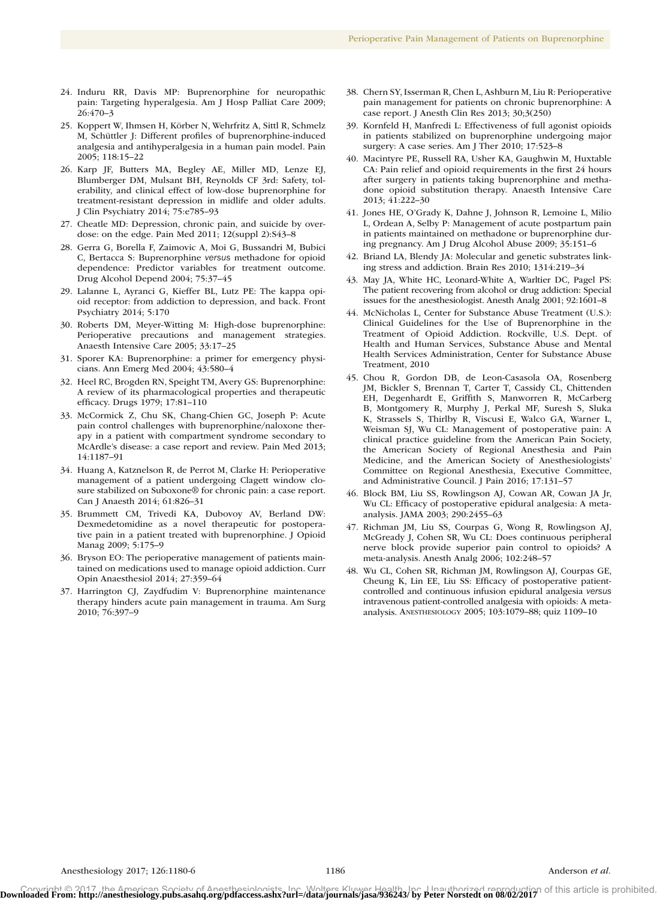24. Induru RR, Davis MP: Buprenorphine for neuropathic pain: Targeting hyperalgesia. Am J Hosp Palliat Care 2009; 26:470–3
25. Koppert W, Ihmsen H, Körber N, Wehrfritz A, Sittl R, Schmelz M, Schüttler J: Different profiles of buprenorphine-induced analgesia and antihyperalgesia in a human pain model. Pain 2005; 118:15–22
26. Karp JF, Butters MA, Begley AE, Miller MD, Lenze EJ, Blumberger DM, Mulsant BH, Reynolds CF 3rd: Safety, tolerability, and clinical effect of low-dose buprenorphine for treatment-resistant depression in midlife and older adults. J Clin Psychiatry 2014; 75:e785–93
27. Cheatle MD: Depression, chronic pain, and suicide by overdose: on the edge. Pain Med 2011; 12(suppl 2):S43–8
28. Gerra G, Borella F, Zaimovic A, Moi G, Bussandri M, Bubici C, Bertacca S: Buprenorphine *versus* methadone for opioid dependence: Predictor variables for treatment outcome. Drug Alcohol Depend 2004; 75:37–45
29. Lalanne L, Ayranci G, Kieffer BL, Lutz PE: The kappa opioid receptor: from addiction to depression, and back. Front Psychiatry 2014; 5:170
30. Roberts DM, Meyer-Witting M: High-dose buprenorphine: Perioperative precautions and management strategies. Anaesth Intensive Care 2005; 33:17–25
31. Sporer KA: Buprenorphine: a primer for emergency physicians. Ann Emerg Med 2004; 43:580–4
32. Heel RC, Brogden RN, Speight TM, Avery GS: Buprenorphine: A review of its pharmacological properties and therapeutic efficacy. Drugs 1979; 17:81–110
33. McCormick Z, Chu SK, Chang-Chien GC, Joseph P: Acute pain control challenges with buprenorphine/naloxone therapy in a patient with compartment syndrome secondary to McArdle's disease: a case report and review. Pain Med 2013; 14:1187–91
34. Huang A, Katznelson R, de Perrot M, Clarke H: Perioperative management of a patient undergoing Clagett window closure stabilized on Suboxone® for chronic pain: a case report. Can J Anaesth 2014; 61:826–31
35. Brummett CM, Trivedi KA, Dubovoy AV, Berland DW: Dexmedetomidine as a novel therapeutic for postoperative pain in a patient treated with buprenorphine. J Opioid Manag 2009; 5:175–9
36. Bryson EO: The perioperative management of patients maintained on medications used to manage opioid addiction. Curr Opin Anaesthesiol 2014; 27:359–64
37. Harrington CJ, Zaydfudim V: Buprenorphine maintenance therapy hinders acute pain management in trauma. Am Surg 2010; 76:397–9
38. Chern SY, Isserman R, Chen L, Ashburn M, Liu R: Perioperative pain management for patients on chronic buprenorphine: A case report. J Anesth Clin Res 2013; 30;3(250)
39. Kornfeld H, Manfredi L: Effectiveness of full agonist opioids in patients stabilized on buprenorphine undergoing major surgery: A case series. Am J Ther 2010; 17:523–8
40. Macintyre PE, Russell RA, Usher KA, Gaughwin M, Huxtable CA: Pain relief and opioid requirements in the first 24 hours after surgery in patients taking buprenorphine and methadone opioid substitution therapy. Anaesth Intensive Care 2013; 41:222–30
41. Jones HE, O'Grady K, Dahne J, Johnson R, Lemoine L, Milio L, Ordean A, Selby P: Management of acute postpartum pain in patients maintained on methadone or buprenorphine during pregnancy. Am J Drug Alcohol Abuse 2009; 35:151–6
42. Briand LA, Blendy JA: Molecular and genetic substrates linking stress and addiction. Brain Res 2010; 1314:219–34
43. May JA, White HC, Leonard-White A, Warltier DC, Pagel PS: The patient recovering from alcohol or drug addiction: Special issues for the anesthesiologist. Anesth Analg 2001; 92:1601–8
44. McNicholas L, Center for Substance Abuse Treatment (U.S.): Clinical Guidelines for the Use of Buprenorphine in the Treatment of Opioid Addiction. Rockville, U.S. Dept. of Health and Human Services, Substance Abuse and Mental Health Services Administration, Center for Substance Abuse Treatment, 2010
45. Chou R, Gordon DB, de Leon-Casasola OA, Rosenberg JM, Bickler S, Brennan T, Carter T, Cassidy CL, Chittenden EH, Degenhardt E, Griffith S, Manworren R, McCarberg B, Montgomery R, Murphy J, Perkal MF, Suresh S, Sluka K, Strassels S, Thirlby R, Viscusi E, Walco GA, Warner L, Weisman SJ, Wu CL: Management of postoperative pain: A clinical practice guideline from the American Pain Society, the American Society of Regional Anesthesia and Pain Medicine, and the American Society of Anesthesiologists' Committee on Regional Anesthesia, Executive Committee, and Administrative Council. J Pain 2016; 17:131–57
46. Block BM, Liu SS, Rowlingson AJ, Cowan AR, Cowan JA Jr, Wu CL: Efficacy of postoperative epidural analgesia: A meta-analysis. JAMA 2003; 290:2455–63
47. Richman JM, Liu SS, Courpas G, Wong R, Rowlingson AJ, McGready J, Cohen SR, Wu CL: Does continuous peripheral nerve block provide superior pain control to opioids? A meta-analysis. Anesth Analg 2006; 102:248–57
48. Wu CL, Cohen SR, Richman JM, Rowlingson AJ, Courpas GE, Cheung K, Lin EE, Liu SS: Efficacy of postoperative patient-controlled and continuous infusion epidural analgesia *versus* intravenous patient-controlled analgesia with opioids: A meta-analysis. Anesthesiology 2005; 103:1079–88; quiz 1109–10